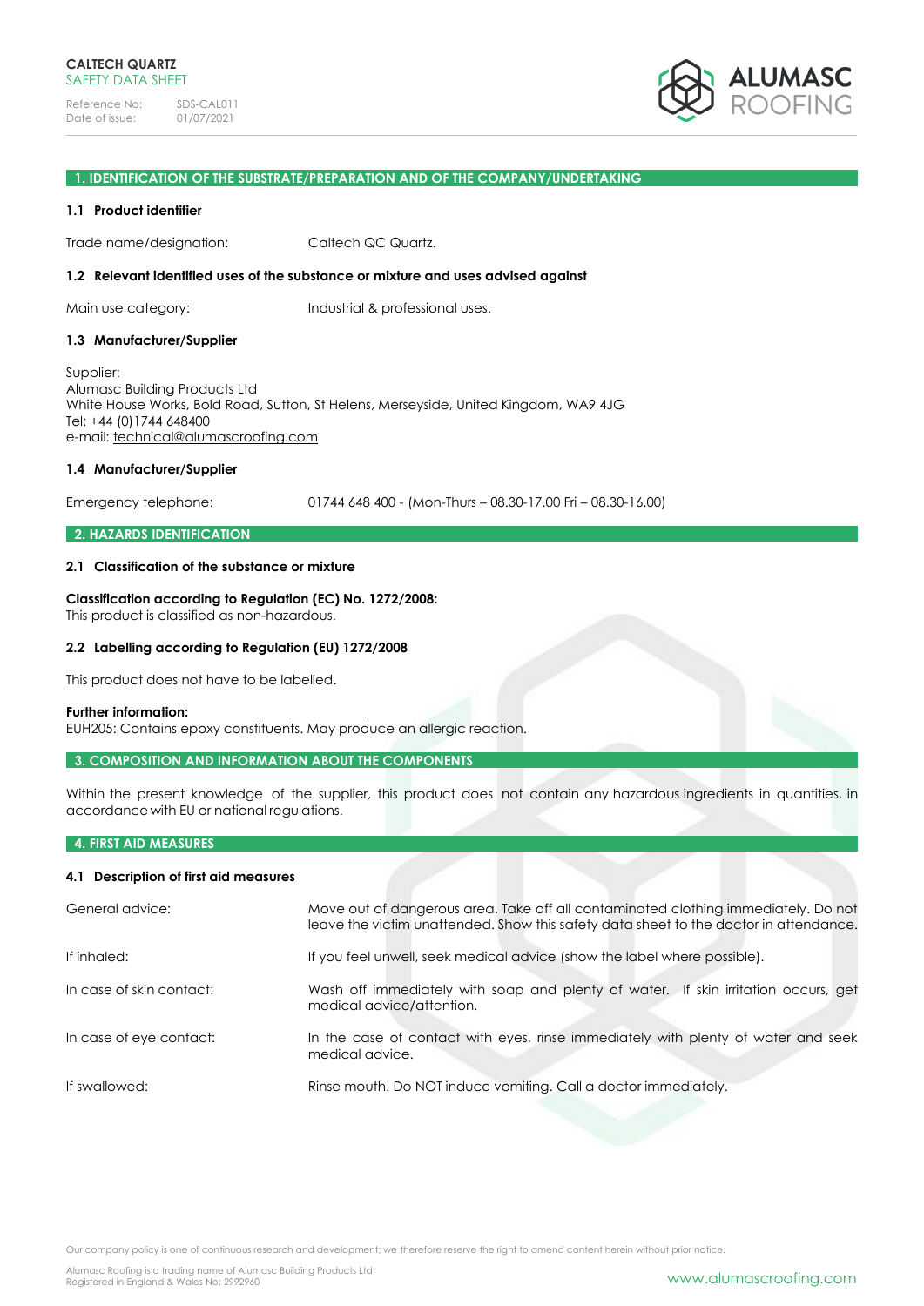**CALTECH QUARTZ**
SAFETY DATA SHEET

Reference No: SDS-CAL011
Date of issue: 01/07/2021

ALUMASC ROOFING

## 1. IDENTIFICATION OF THE SUBSTRATE/PREPARATION AND OF THE COMPANY/UNDERTAKING

### 1.1 Product identifier

Trade name/designation: Caltech QC Quartz.

### 1.2 Relevant identified uses of the substance or mixture and uses advised against

Main use category: Industrial & professional uses.

### 1.3 Manufacturer/Supplier

Supplier:
Alumasc Building Products Ltd
White House Works, Bold Road, Sutton, St Helens, Merseyside, United Kingdom, WA9 4JG
Tel: +44 (0)1744 648400
e-mail: technical@alumascroofing.com

### 1.4 Manufacturer/Supplier

Emergency telephone: 01744 648 400 - (Mon-Thurs – 08.30-17.00 Fri – 08.30-16.00)

## 2. HAZARDS IDENTIFICATION

### 2.1 Classification of the substance or mixture

**Classification according to Regulation (EC) No. 1272/2008:**
This product is classified as non-hazardous.

### 2.2 Labelling according to Regulation (EU) 1272/2008

This product does not have to be labelled.

**Further information:**
EUH205: Contains epoxy constituents. May produce an allergic reaction.

## 3. COMPOSITION AND INFORMATION ABOUT THE COMPONENTS

Within the present knowledge of the supplier, this product does not contain any hazardous ingredients in quantities, in accordance with EU or national regulations.

## 4. FIRST AID MEASURES

### 4.1 Description of first aid measures

| | |
|---|---|
| General advice: | Move out of dangerous area. Take off all contaminated clothing immediately. Do not leave the victim unattended. Show this safety data sheet to the doctor in attendance. |
| If inhaled: | If you feel unwell, seek medical advice (show the label where possible). |
| In case of skin contact: | Wash off immediately with soap and plenty of water. If skin irritation occurs, get medical advice/attention. |
| In case of eye contact: | In the case of contact with eyes, rinse immediately with plenty of water and seek medical advice. |
| If swallowed: | Rinse mouth. Do NOT induce vomiting. Call a doctor immediately. |

Our company policy is one of continuous research and development; we therefore reserve the right to amend content herein without prior notice.

Alumasc Roofing is a trading name of Alumasc Building Products Ltd
Registered in England & Wales No: 2992960

www.alumascroofing.com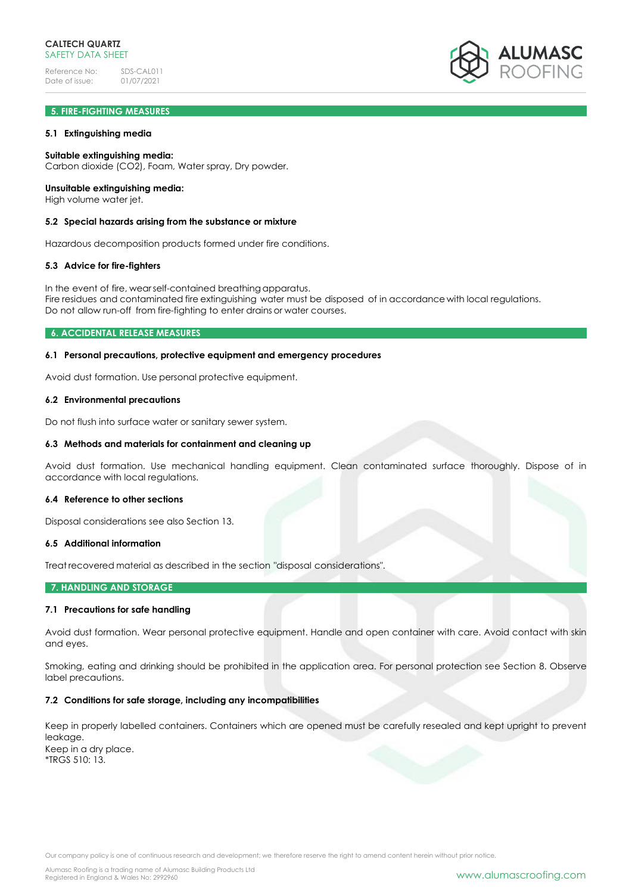## 5. FIRE-FIGHTING MEASURES

### 5.1 Extinguishing media

**Suitable extinguishing media:**
Carbon dioxide (CO2), Foam, Water spray, Dry powder.

**Unsuitable extinguishing media:**
High volume water jet.

### 5.2 Special hazards arising from the substance or mixture

Hazardous decomposition products formed under fire conditions.

### 5.3 Advice for fire-fighters

In the event of fire, wear self-contained breathing apparatus.
Fire residues and contaminated fire extinguishing water must be disposed of in accordance with local regulations.
Do not allow run-off from fire-fighting to enter drains or water courses.

## 6. ACCIDENTAL RELEASE MEASURES

### 6.1 Personal precautions, protective equipment and emergency procedures

Avoid dust formation. Use personal protective equipment.

### 6.2 Environmental precautions

Do not flush into surface water or sanitary sewer system.

### 6.3 Methods and materials for containment and cleaning up

Avoid dust formation. Use mechanical handling equipment. Clean contaminated surface thoroughly. Dispose of in accordance with local regulations.

### 6.4 Reference to other sections

Disposal considerations see also Section 13.

### 6.5 Additional information

Treat recovered material as described in the section "disposal considerations".

## 7. HANDLING AND STORAGE

### 7.1 Precautions for safe handling

Avoid dust formation. Wear personal protective equipment. Handle and open container with care. Avoid contact with skin and eyes.

Smoking, eating and drinking should be prohibited in the application area. For personal protection see Section 8. Observe label precautions.

### 7.2 Conditions for safe storage, including any incompatibilities

Keep in properly labelled containers. Containers which are opened must be carefully resealed and kept upright to prevent leakage.
Keep in a dry place.
*TRGS 510: 13.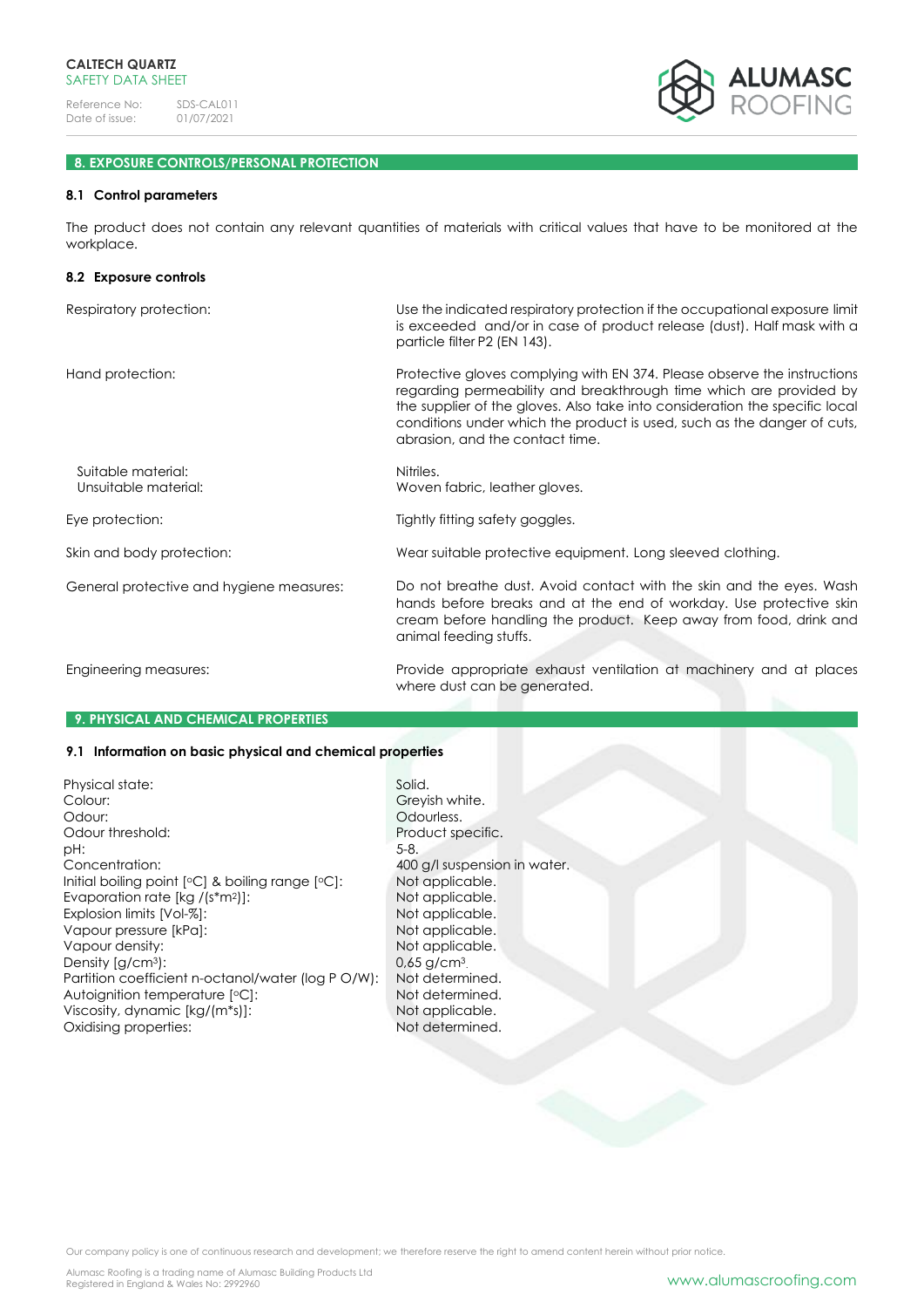## 8. EXPOSURE CONTROLS/PERSONAL PROTECTION

### 8.1 Control parameters

The product does not contain any relevant quantities of materials with critical values that have to be monitored at the workplace.

### 8.2 Exposure controls

| | |
|---|---|
| Respiratory protection: | Use the indicated respiratory protection if the occupational exposure limit is exceeded and/or in case of product release (dust). Half mask with a particle filter P2 (EN 143). |
| Hand protection: | Protective gloves complying with EN 374. Please observe the instructions regarding permeability and breakthrough time which are provided by the supplier of the gloves. Also take into consideration the specific local conditions under which the product is used, such as the danger of cuts, abrasion, and the contact time. |
| Suitable material: | Nitriles. |
| Unsuitable material: | Woven fabric, leather gloves. |
| Eye protection: | Tightly fitting safety goggles. |
| Skin and body protection: | Wear suitable protective equipment. Long sleeved clothing. |
| General protective and hygiene measures: | Do not breathe dust. Avoid contact with the skin and the eyes. Wash hands before breaks and at the end of workday. Use protective skin cream before handling the product. Keep away from food, drink and animal feeding stuffs. |
| Engineering measures: | Provide appropriate exhaust ventilation at machinery and at places where dust can be generated. |

## 9. PHYSICAL AND CHEMICAL PROPERTIES

### 9.1 Information on basic physical and chemical properties

| | |
|---|---|
| Physical state: | Solid. |
| Colour: | Greyish white. |
| Odour: | Odourless. |
| Odour threshold: | Product specific. |
| pH: | 5-8. |
| Concentration: | 400 g/l suspension in water. |
| Initial boiling point [°C] & boiling range [°C]: | Not applicable. |
| Evaporation rate [kg /(s*m²)]: | Not applicable. |
| Explosion limits [Vol-%]: | Not applicable. |
| Vapour pressure [kPa]: | Not applicable. |
| Vapour density: | Not applicable. |
| Density [g/cm³]: | 0,65 g/cm³. |
| Partition coefficient n-octanol/water (log P O/W): | Not determined. |
| Autoignition temperature [°C]: | Not determined. |
| Viscosity, dynamic [kg/(m*s)]: | Not applicable. |
| Oxidising properties: | Not determined. |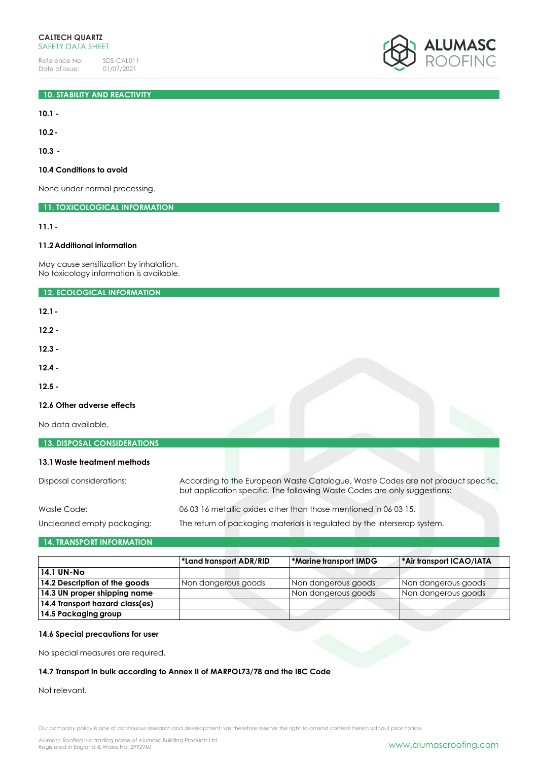## 10. STABILITY AND REACTIVITY

**10.1 -**

**10.2 -**

**10.3 -**

**10.4 Conditions to avoid**

None under normal processing.

## 11. TOXICOLOGICAL INFORMATION

**11.1 -**

**11.2 Additional information**

May cause sensitization by inhalation.
No toxicology information is available.

## 12. ECOLOGICAL INFORMATION

**12.1 -**

**12.2 -**

**12.3 -**

**12.4 -**

**12.5 -**

**12.6 Other adverse effects**

No data available.

## 13. DISPOSAL CONSIDERATIONS

**13.1 Waste treatment methods**

Disposal considerations: According to the European Waste Catalogue, Waste Codes are not product specific, but application specific. The following Waste Codes are only suggestions:

Waste Code: 06 03 16 metallic oxides other than those mentioned in 06 03 15.

Uncleaned empty packaging: The return of packaging materials is regulated by the Interserop system.

## 14. TRANSPORT INFORMATION

| | *Land transport ADR/RID | *Marine transport IMDG | *Air transport ICAO/IATA |
|---|---|---|---|
| **14.1 UN-No** | | | |
| **14.2 Description of the goods** | Non dangerous goods | Non dangerous goods | Non dangerous goods |
| **14.3 UN proper shipping name** | | Non dangerous goods | Non dangerous goods |
| **14.4 Transport hazard class(es)** | | | |
| **14.5 Packaging group** | | | |

**14.6 Special precautions for user**

No special measures are required.

**14.7 Transport in bulk according to Annex II of MARPOL73/78 and the IBC Code**

Not relevant.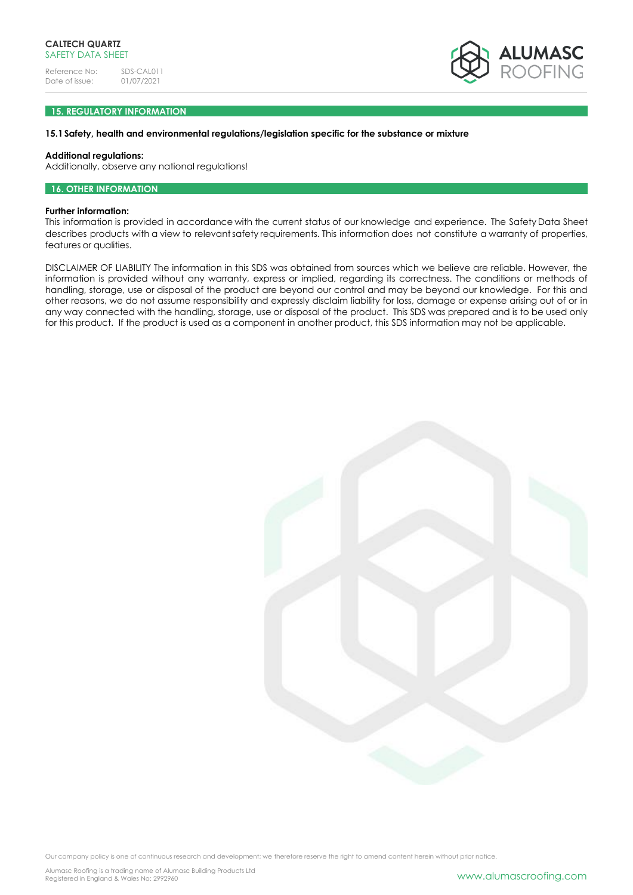## 15. REGULATORY INFORMATION

**15.1 Safety, health and environmental regulations/legislation specific for the substance or mixture**

**Additional regulations:**
Additionally, observe any national regulations!

## 16. OTHER INFORMATION

**Further information:**
This information is provided in accordance with the current status of our knowledge and experience. The Safety Data Sheet describes products with a view to relevant safety requirements. This information does not constitute a warranty of properties, features or qualities.

DISCLAIMER OF LIABILITY The information in this SDS was obtained from sources which we believe are reliable. However, the information is provided without any warranty, express or implied, regarding its correctness. The conditions or methods of handling, storage, use or disposal of the product are beyond our control and may be beyond our knowledge. For this and other reasons, we do not assume responsibility and expressly disclaim liability for loss, damage or expense arising out of or in any way connected with the handling, storage, use or disposal of the product. This SDS was prepared and is to be used only for this product. If the product is used as a component in another product, this SDS information may not be applicable.